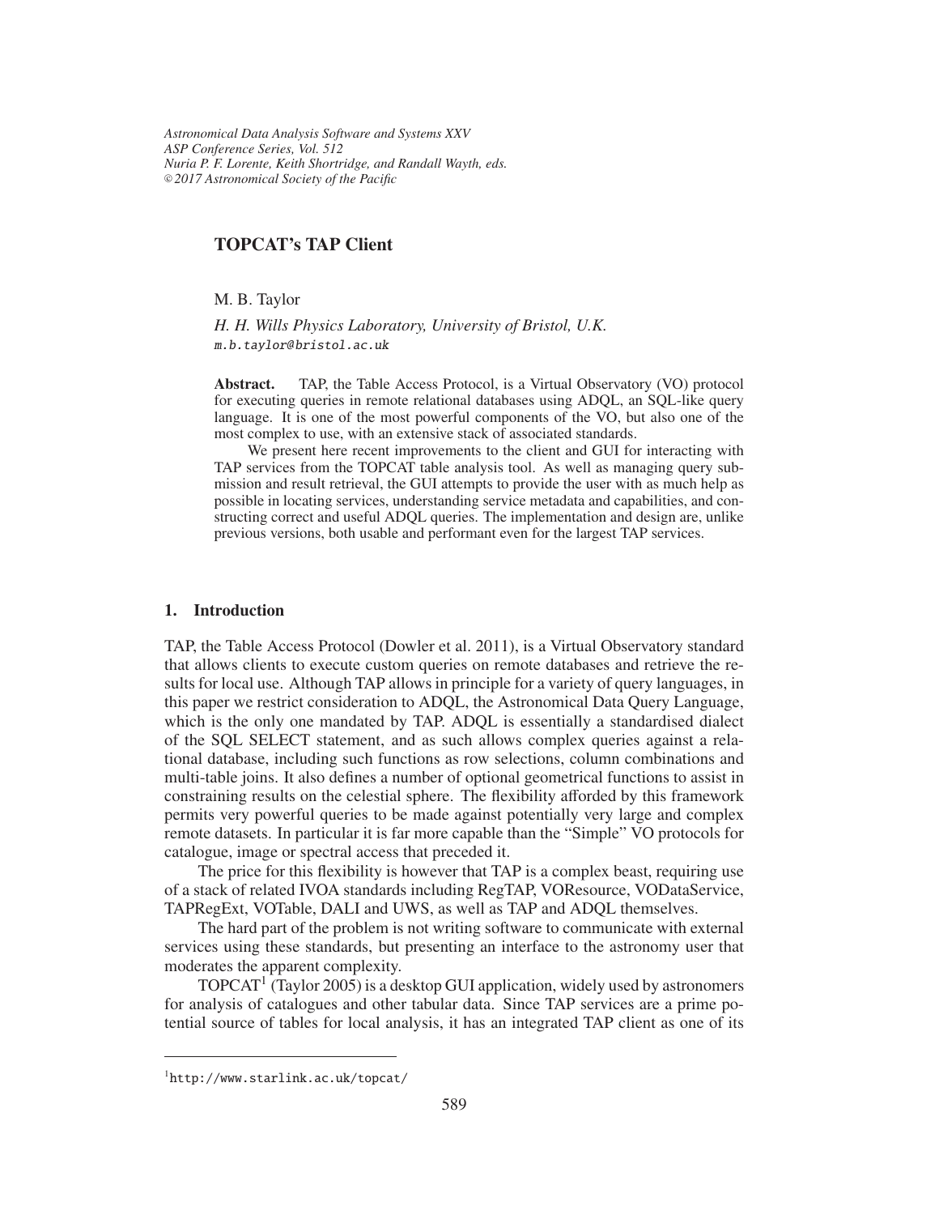# TOPCAT's TAP Client

M. B. Taylor

*H. H. Wills Physics Laboratory, University of Bristol, U.K.*
m.b.taylor@bristol.ac.uk

**Abstract.** TAP, the Table Access Protocol, is a Virtual Observatory (VO) protocol for executing queries in remote relational databases using ADQL, an SQL-like query language. It is one of the most powerful components of the VO, but also one of the most complex to use, with an extensive stack of associated standards.

We present here recent improvements to the client and GUI for interacting with TAP services from the TOPCAT table analysis tool. As well as managing query submission and result retrieval, the GUI attempts to provide the user with as much help as possible in locating services, understanding service metadata and capabilities, and constructing correct and useful ADQL queries. The implementation and design are, unlike previous versions, both usable and performant even for the largest TAP services.

## 1. Introduction

TAP, the Table Access Protocol (Dowler et al. 2011), is a Virtual Observatory standard that allows clients to execute custom queries on remote databases and retrieve the results for local use. Although TAP allows in principle for a variety of query languages, in this paper we restrict consideration to ADQL, the Astronomical Data Query Language, which is the only one mandated by TAP. ADQL is essentially a standardised dialect of the SQL SELECT statement, and as such allows complex queries against a relational database, including such functions as row selections, column combinations and multi-table joins. It also defines a number of optional geometrical functions to assist in constraining results on the celestial sphere. The flexibility afforded by this framework permits very powerful queries to be made against potentially very large and complex remote datasets. In particular it is far more capable than the "Simple" VO protocols for catalogue, image or spectral access that preceded it.

The price for this flexibility is however that TAP is a complex beast, requiring use of a stack of related IVOA standards including RegTAP, VOResource, VODataService, TAPRegExt, VOTable, DALI and UWS, as well as TAP and ADQL themselves.

The hard part of the problem is not writing software to communicate with external services using these standards, but presenting an interface to the astronomy user that moderates the apparent complexity.

TOPCAT[1] (Taylor 2005) is a desktop GUI application, widely used by astronomers for analysis of catalogues and other tabular data. Since TAP services are a prime potential source of tables for local analysis, it has an integrated TAP client as one of its

[1] http://www.starlink.ac.uk/topcat/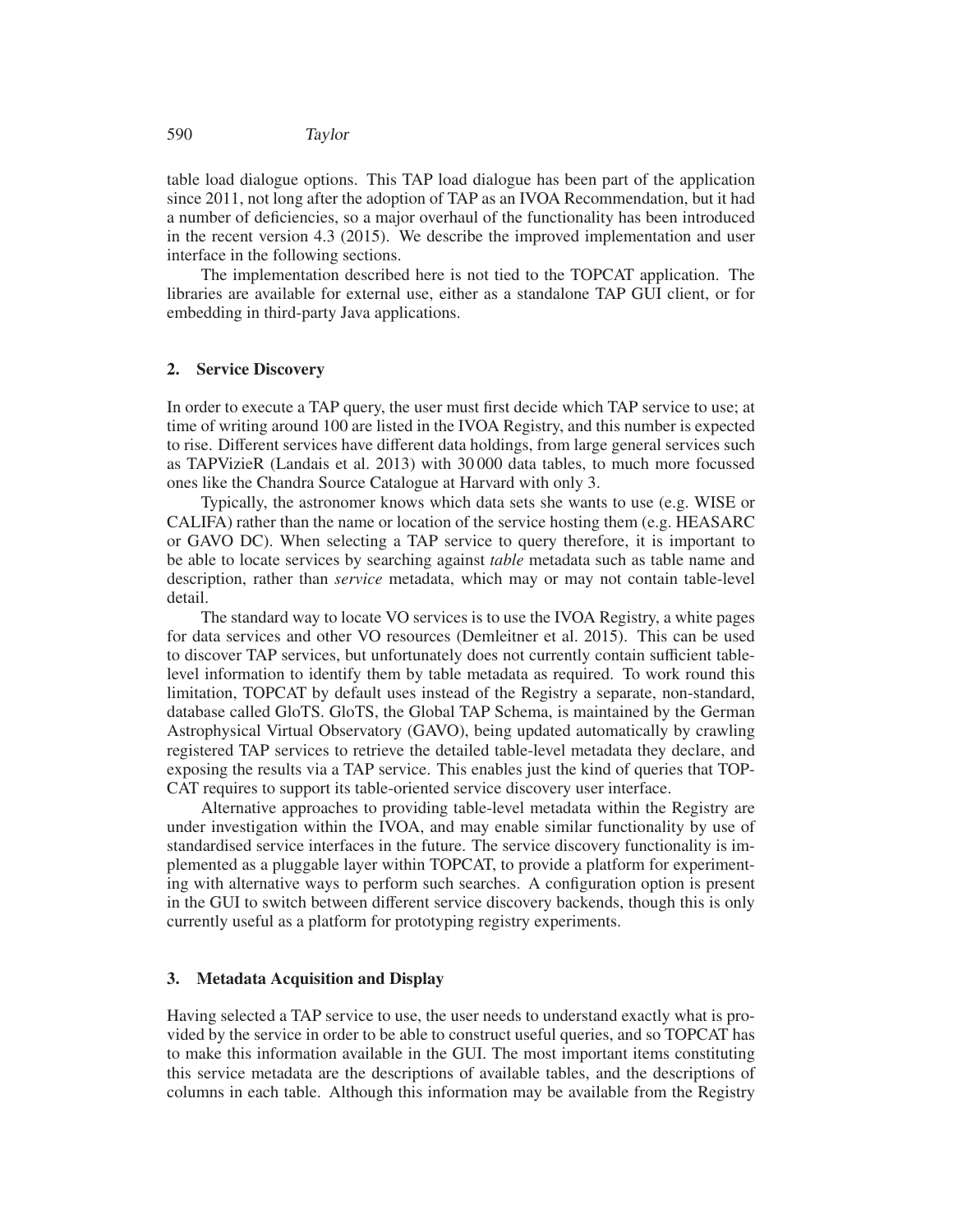table load dialogue options. This TAP load dialogue has been part of the application since 2011, not long after the adoption of TAP as an IVOA Recommendation, but it had a number of deficiencies, so a major overhaul of the functionality has been introduced in the recent version 4.3 (2015). We describe the improved implementation and user interface in the following sections.

The implementation described here is not tied to the TOPCAT application. The libraries are available for external use, either as a standalone TAP GUI client, or for embedding in third-party Java applications.

## 2. Service Discovery

In order to execute a TAP query, the user must first decide which TAP service to use; at time of writing around 100 are listed in the IVOA Registry, and this number is expected to rise. Different services have different data holdings, from large general services such as TAPVizieR (Landais et al. 2013) with 30 000 data tables, to much more focussed ones like the Chandra Source Catalogue at Harvard with only 3.

Typically, the astronomer knows which data sets she wants to use (e.g. WISE or CALIFA) rather than the name or location of the service hosting them (e.g. HEASARC or GAVO DC). When selecting a TAP service to query therefore, it is important to be able to locate services by searching against *table* metadata such as table name and description, rather than *service* metadata, which may or may not contain table-level detail.

The standard way to locate VO services is to use the IVOA Registry, a white pages for data services and other VO resources (Demleitner et al. 2015). This can be used to discover TAP services, but unfortunately does not currently contain sufficient table-level information to identify them by table metadata as required. To work round this limitation, TOPCAT by default uses instead of the Registry a separate, non-standard, database called GloTS. GloTS, the Global TAP Schema, is maintained by the German Astrophysical Virtual Observatory (GAVO), being updated automatically by crawling registered TAP services to retrieve the detailed table-level metadata they declare, and exposing the results via a TAP service. This enables just the kind of queries that TOPCAT requires to support its table-oriented service discovery user interface.

Alternative approaches to providing table-level metadata within the Registry are under investigation within the IVOA, and may enable similar functionality by use of standardised service interfaces in the future. The service discovery functionality is implemented as a pluggable layer within TOPCAT, to provide a platform for experimenting with alternative ways to perform such searches. A configuration option is present in the GUI to switch between different service discovery backends, though this is only currently useful as a platform for prototyping registry experiments.

## 3. Metadata Acquisition and Display

Having selected a TAP service to use, the user needs to understand exactly what is provided by the service in order to be able to construct useful queries, and so TOPCAT has to make this information available in the GUI. The most important items constituting this service metadata are the descriptions of available tables, and the descriptions of columns in each table. Although this information may be available from the Registry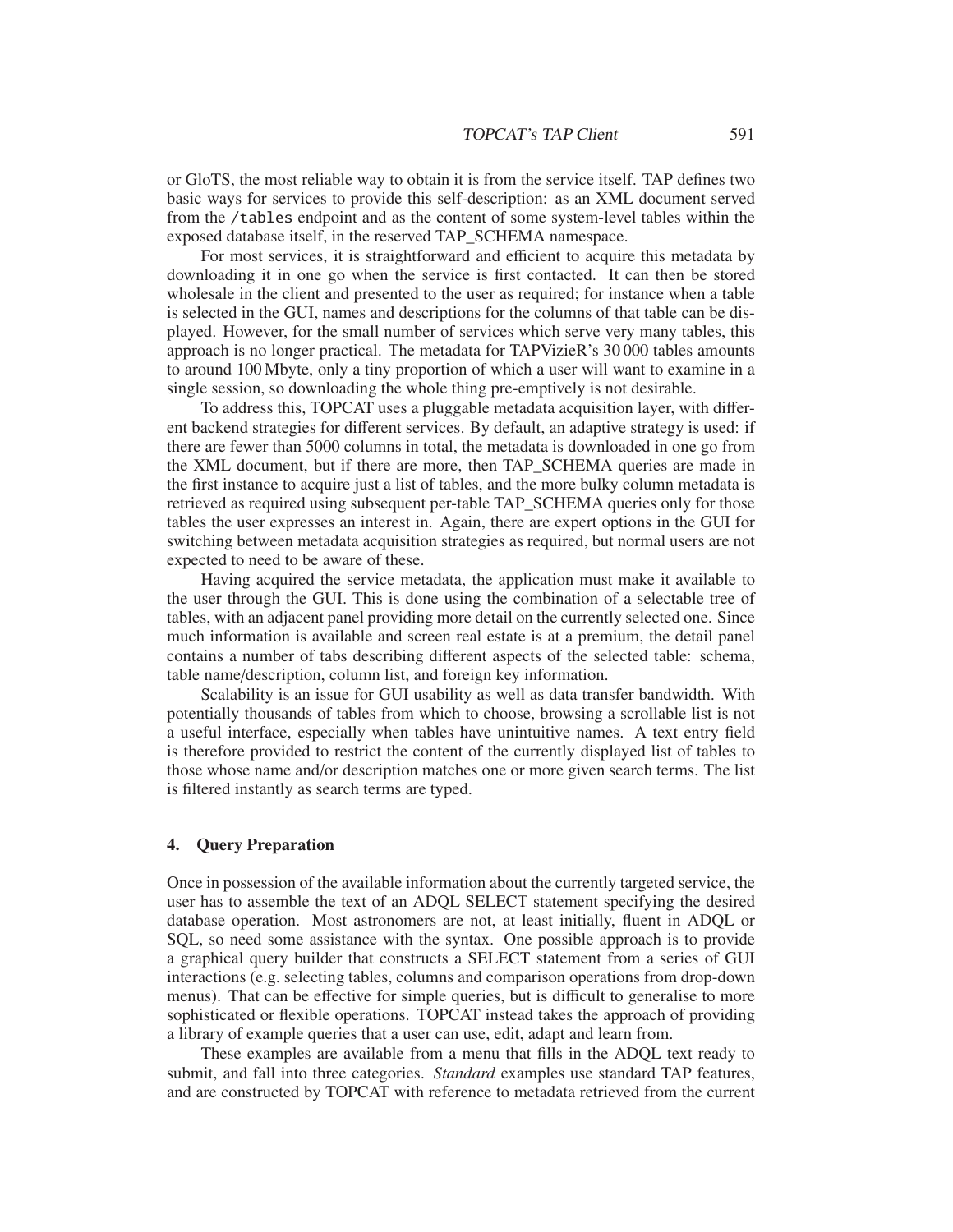or GloTS, the most reliable way to obtain it is from the service itself. TAP defines two basic ways for services to provide this self-description: as an XML document served from the `/tables` endpoint and as the content of some system-level tables within the exposed database itself, in the reserved TAP_SCHEMA namespace.

For most services, it is straightforward and efficient to acquire this metadata by downloading it in one go when the service is first contacted. It can then be stored wholesale in the client and presented to the user as required; for instance when a table is selected in the GUI, names and descriptions for the columns of that table can be displayed. However, for the small number of services which serve very many tables, this approach is no longer practical. The metadata for TAPVizieR's 30 000 tables amounts to around 100 Mbyte, only a tiny proportion of which a user will want to examine in a single session, so downloading the whole thing pre-emptively is not desirable.

To address this, TOPCAT uses a pluggable metadata acquisition layer, with different backend strategies for different services. By default, an adaptive strategy is used: if there are fewer than 5000 columns in total, the metadata is downloaded in one go from the XML document, but if there are more, then TAP_SCHEMA queries are made in the first instance to acquire just a list of tables, and the more bulky column metadata is retrieved as required using subsequent per-table TAP_SCHEMA queries only for those tables the user expresses an interest in. Again, there are expert options in the GUI for switching between metadata acquisition strategies as required, but normal users are not expected to need to be aware of these.

Having acquired the service metadata, the application must make it available to the user through the GUI. This is done using the combination of a selectable tree of tables, with an adjacent panel providing more detail on the currently selected one. Since much information is available and screen real estate is at a premium, the detail panel contains a number of tabs describing different aspects of the selected table: schema, table name/description, column list, and foreign key information.

Scalability is an issue for GUI usability as well as data transfer bandwidth. With potentially thousands of tables from which to choose, browsing a scrollable list is not a useful interface, especially when tables have unintuitive names. A text entry field is therefore provided to restrict the content of the currently displayed list of tables to those whose name and/or description matches one or more given search terms. The list is filtered instantly as search terms are typed.

## 4. Query Preparation

Once in possession of the available information about the currently targeted service, the user has to assemble the text of an ADQL SELECT statement specifying the desired database operation. Most astronomers are not, at least initially, fluent in ADQL or SQL, so need some assistance with the syntax. One possible approach is to provide a graphical query builder that constructs a SELECT statement from a series of GUI interactions (e.g. selecting tables, columns and comparison operations from drop-down menus). That can be effective for simple queries, but is difficult to generalise to more sophisticated or flexible operations. TOPCAT instead takes the approach of providing a library of example queries that a user can use, edit, adapt and learn from.

These examples are available from a menu that fills in the ADQL text ready to submit, and fall into three categories. *Standard* examples use standard TAP features, and are constructed by TOPCAT with reference to metadata retrieved from the current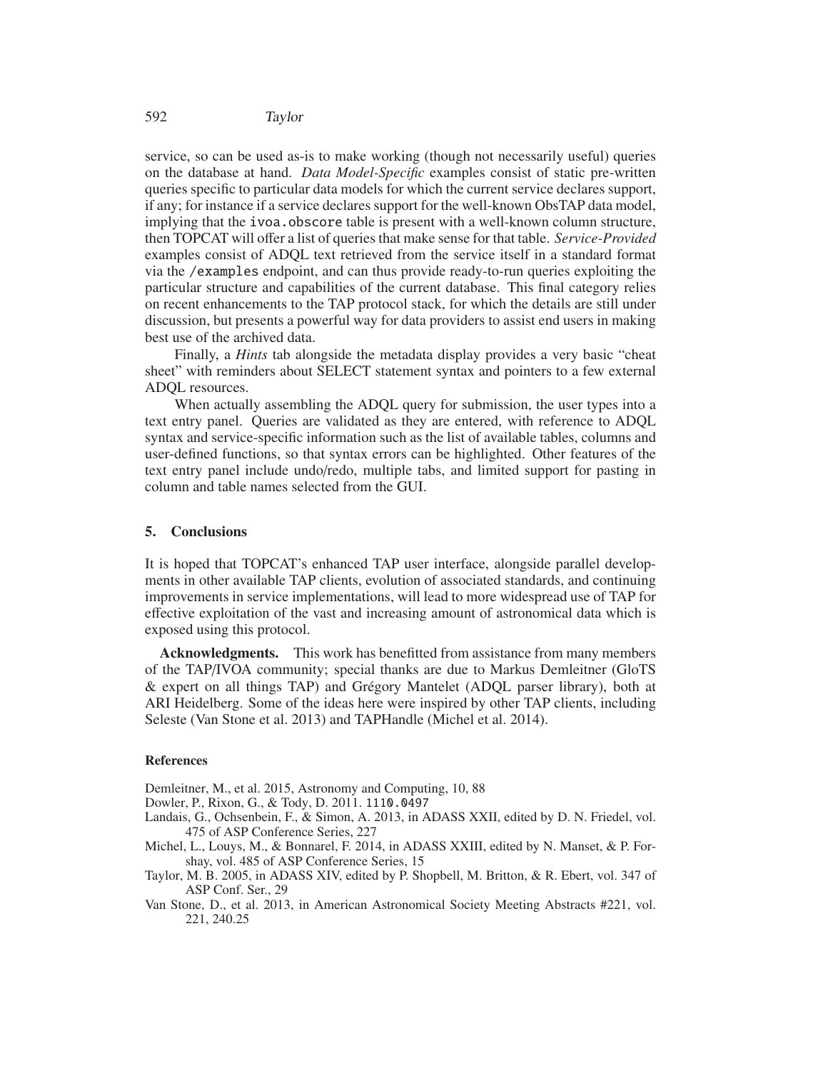service, so can be used as-is to make working (though not necessarily useful) queries on the database at hand. *Data Model-Specific* examples consist of static pre-written queries specific to particular data models for which the current service declares support, if any; for instance if a service declares support for the well-known ObsTAP data model, implying that the `ivoa.obscore` table is present with a well-known column structure, then TOPCAT will offer a list of queries that make sense for that table. *Service-Provided* examples consist of ADQL text retrieved from the service itself in a standard format via the `/examples` endpoint, and can thus provide ready-to-run queries exploiting the particular structure and capabilities of the current database. This final category relies on recent enhancements to the TAP protocol stack, for which the details are still under discussion, but presents a powerful way for data providers to assist end users in making best use of the archived data.

Finally, a *Hints* tab alongside the metadata display provides a very basic "cheat sheet" with reminders about SELECT statement syntax and pointers to a few external ADQL resources.

When actually assembling the ADQL query for submission, the user types into a text entry panel. Queries are validated as they are entered, with reference to ADQL syntax and service-specific information such as the list of available tables, columns and user-defined functions, so that syntax errors can be highlighted. Other features of the text entry panel include undo/redo, multiple tabs, and limited support for pasting in column and table names selected from the GUI.

## 5. Conclusions

It is hoped that TOPCAT's enhanced TAP user interface, alongside parallel developments in other available TAP clients, evolution of associated standards, and continuing improvements in service implementations, will lead to more widespread use of TAP for effective exploitation of the vast and increasing amount of astronomical data which is exposed using this protocol.

**Acknowledgments.** This work has benefitted from assistance from many members of the TAP/IVOA community; special thanks are due to Markus Demleitner (GloTS & expert on all things TAP) and Grégory Mantelet (ADQL parser library), both at ARI Heidelberg. Some of the ideas here were inspired by other TAP clients, including Seleste (Van Stone et al. 2013) and TAPHandle (Michel et al. 2014).

## References

Demleitner, M., et al. 2015, Astronomy and Computing, 10, 88

Dowler, P., Rixon, G., & Tody, D. 2011. `1110.0497`

Landais, G., Ochsenbein, F., & Simon, A. 2013, in ADASS XXII, edited by D. N. Friedel, vol. 475 of ASP Conference Series, 227

Michel, L., Louys, M., & Bonnarel, F. 2014, in ADASS XXIII, edited by N. Manset, & P. Forshay, vol. 485 of ASP Conference Series, 15

Taylor, M. B. 2005, in ADASS XIV, edited by P. Shopbell, M. Britton, & R. Ebert, vol. 347 of ASP Conf. Ser., 29

Van Stone, D., et al. 2013, in American Astronomical Society Meeting Abstracts #221, vol. 221, 240.25